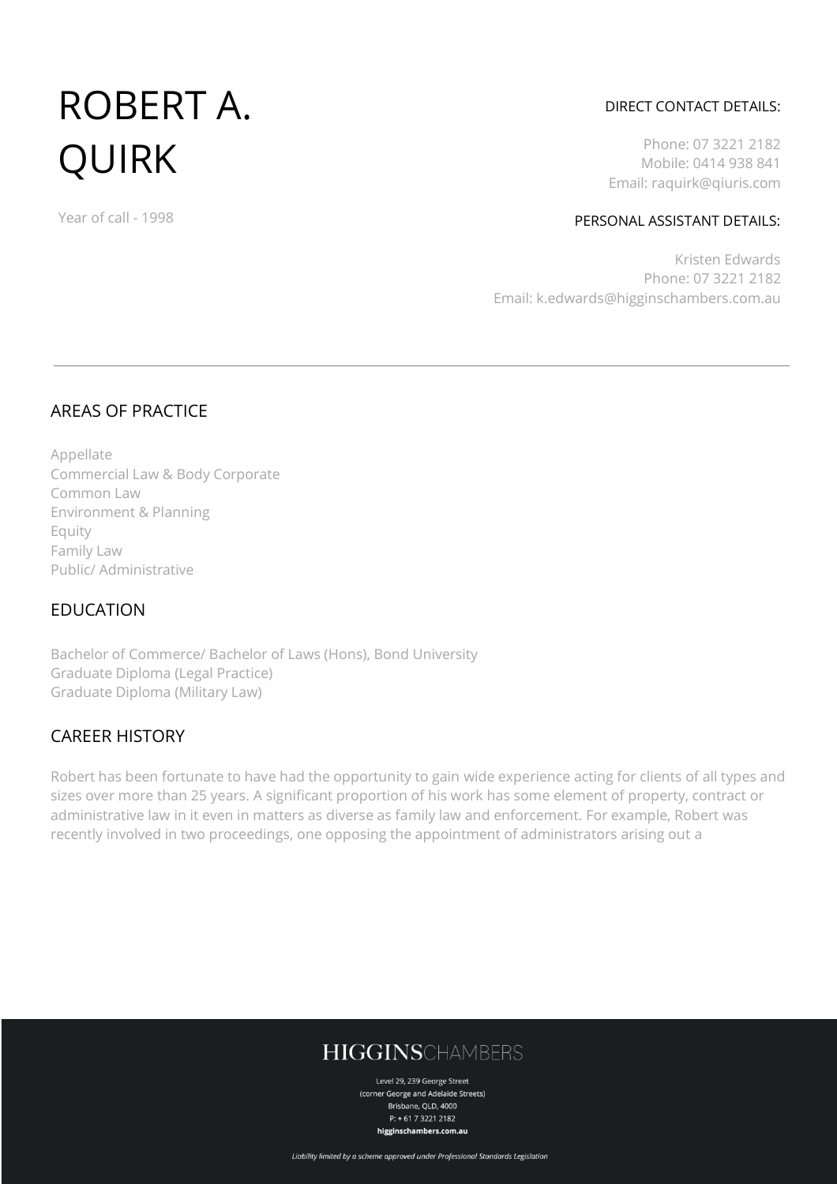# ROBERT A. QUIRK

Year of call - 1998

DIRECT CONTACT DETAILS:

Phone: 07 3221 2182
Mobile: 0414 938 841
Email: raquirk@qiuris.com

PERSONAL ASSISTANT DETAILS:

Kristen Edwards
Phone: 07 3221 2182
Email: k.edwards@higginschambers.com.au

---

## AREAS OF PRACTICE

Appellate
Commercial Law & Body Corporate
Common Law
Environment & Planning
Equity
Family Law
Public/ Administrative

## EDUCATION

Bachelor of Commerce/ Bachelor of Laws (Hons), Bond University
Graduate Diploma (Legal Practice)
Graduate Diploma (Military Law)

## CAREER HISTORY

Robert has been fortunate to have had the opportunity to gain wide experience acting for clients of all types and sizes over more than 25 years. A significant proportion of his work has some element of property, contract or administrative law in it even in matters as diverse as family law and enforcement. For example, Robert was recently involved in two proceedings, one opposing the appointment of administrators arising out a

HIGGINSCHAMBERS

Level 29, 239 George Street
(corner George and Adelaide Streets)
Brisbane, QLD, 4000
P: + 61 7 3221 2182
**higginschambers.com.au**

*Liability limited by a scheme approved under Professional Standards Legislation*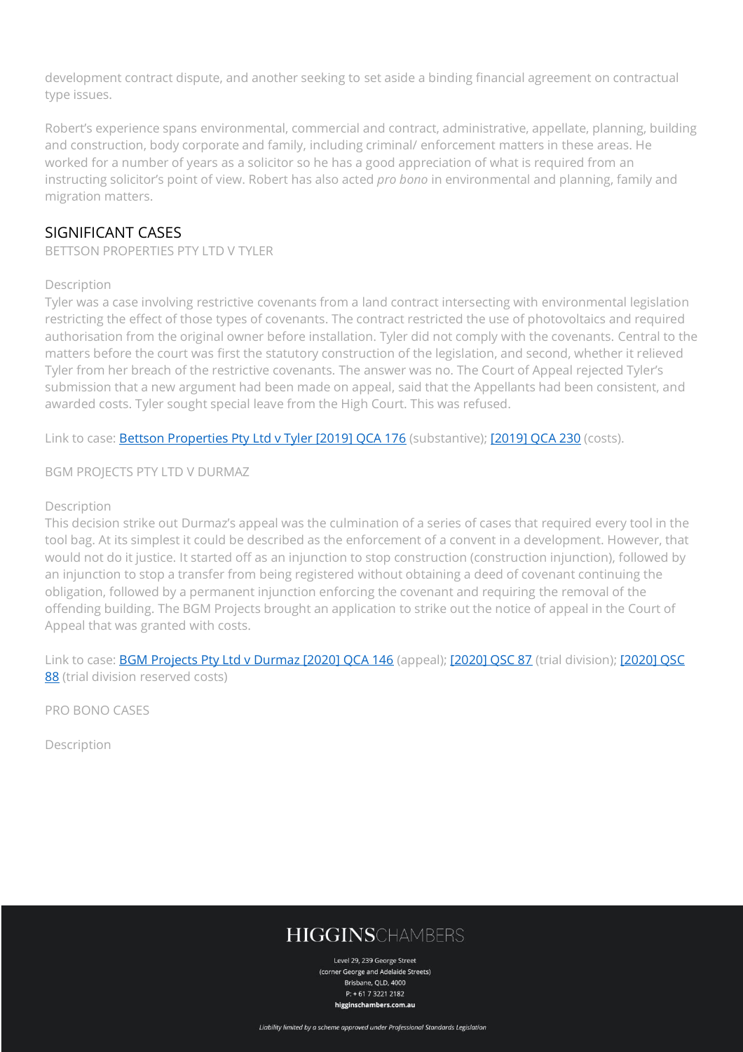development contract dispute, and another seeking to set aside a binding financial agreement on contractual type issues.

Robert's experience spans environmental, commercial and contract, administrative, appellate, planning, building and construction, body corporate and family, including criminal/ enforcement matters in these areas. He worked for a number of years as a solicitor so he has a good appreciation of what is required from an instructing solicitor's point of view. Robert has also acted *pro bono* in environmental and planning, family and migration matters.

## SIGNIFICANT CASES

BETTSON PROPERTIES PTY LTD V TYLER

Description

Tyler was a case involving restrictive covenants from a land contract intersecting with environmental legislation restricting the effect of those types of covenants. The contract restricted the use of photovoltaics and required authorisation from the original owner before installation. Tyler did not comply with the covenants. Central to the matters before the court was first the statutory construction of the legislation, and second, whether it relieved Tyler from her breach of the restrictive covenants. The answer was no. The Court of Appeal rejected Tyler's submission that a new argument had been made on appeal, said that the Appellants had been consistent, and awarded costs. Tyler sought special leave from the High Court. This was refused.

Link to case: [Bettson Properties Pty Ltd v Tyler [2019] QCA 176] (substantive); [[2019] QCA 230] (costs).

BGM PROJECTS PTY LTD V DURMAZ

Description

This decision strike out Durmaz's appeal was the culmination of a series of cases that required every tool in the tool bag. At its simplest it could be described as the enforcement of a convent in a development. However, that would not do it justice. It started off as an injunction to stop construction (construction injunction), followed by an injunction to stop a transfer from being registered without obtaining a deed of covenant continuing the obligation, followed by a permanent injunction enforcing the covenant and requiring the removal of the offending building. The BGM Projects brought an application to strike out the notice of appeal in the Court of Appeal that was granted with costs.

Link to case: [BGM Projects Pty Ltd v Durmaz [2020] QCA 146] (appeal); [[2020] QSC 87] (trial division); [[2020] QSC 88] (trial division reserved costs)

PRO BONO CASES

Description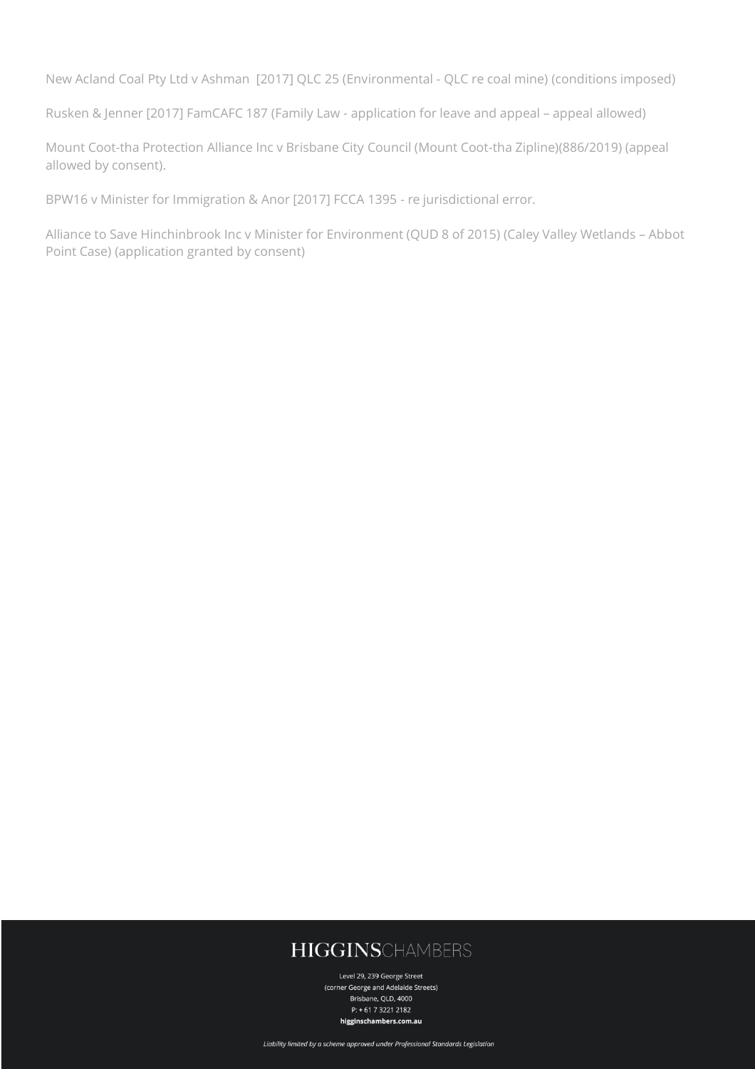New Acland Coal Pty Ltd v Ashman [2017] QLC 25 (Environmental - QLC re coal mine) (conditions imposed)

Rusken & Jenner [2017] FamCAFC 187 (Family Law - application for leave and appeal – appeal allowed)

Mount Coot-tha Protection Alliance Inc v Brisbane City Council (Mount Coot-tha Zipline)(886/2019) (appeal allowed by consent).

BPW16 v Minister for Immigration & Anor [2017] FCCA 1395 - re jurisdictional error.

Alliance to Save Hinchinbrook Inc v Minister for Environment (QUD 8 of 2015) (Caley Valley Wetlands – Abbot Point Case) (application granted by consent)